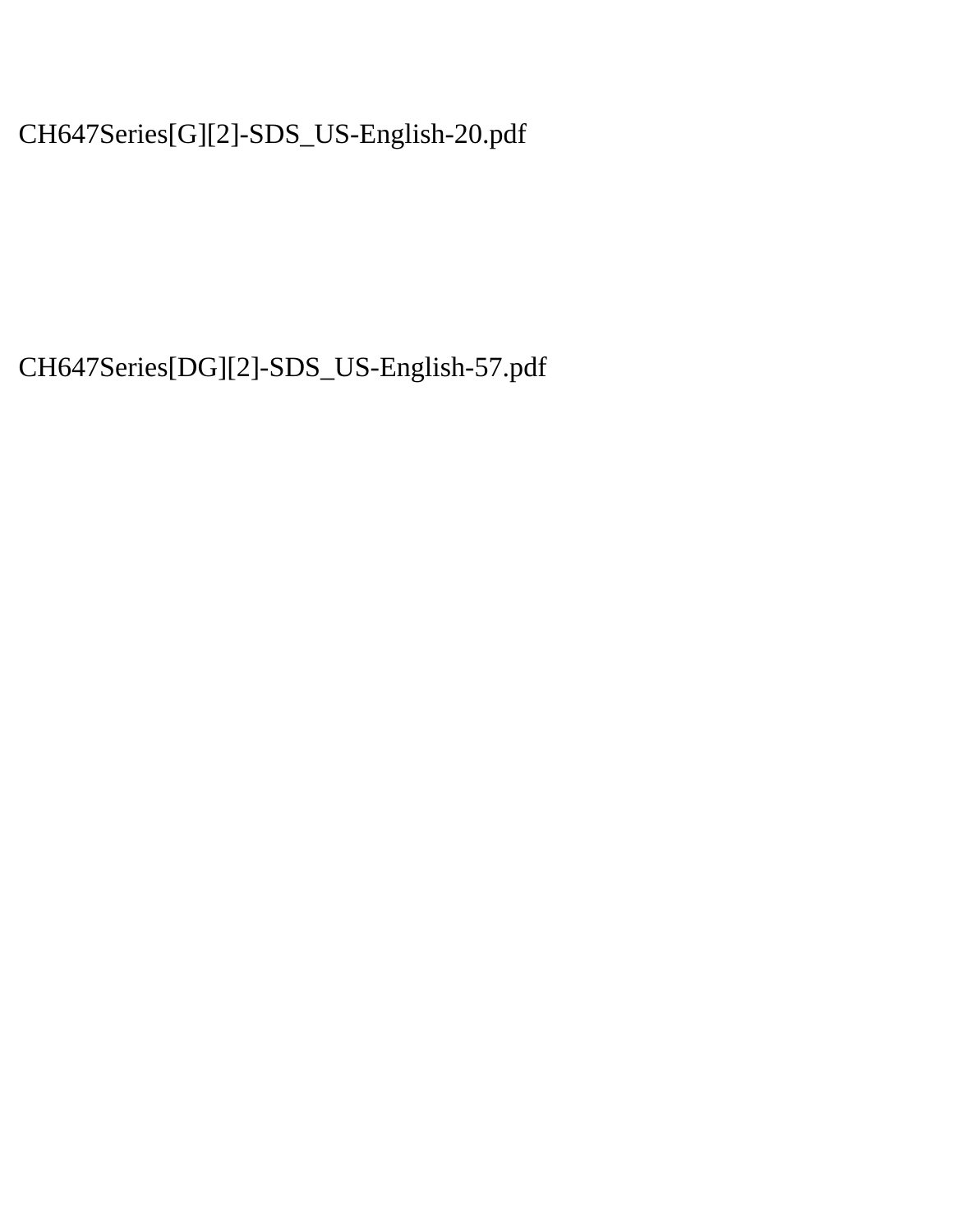CH647Series[G][2]-SDS_US-English-20.pdf

CH647Series[DG][2]-SDS_US-English-57.pdf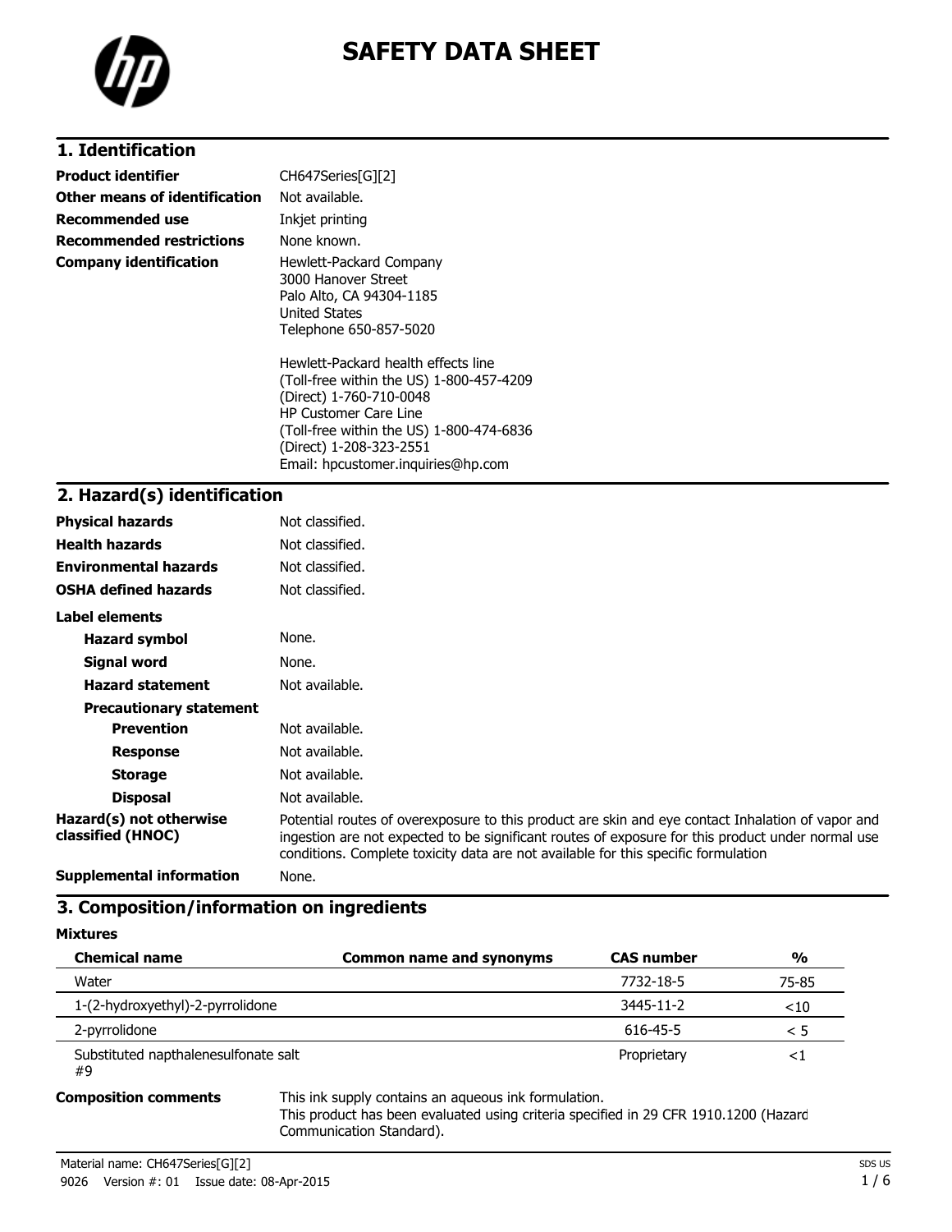# SAFETY DATA SHEET

## 1. Identification

| | |
|---|---|
| **Product identifier** | CH647Series[G][2] |
| **Other means of identification** | Not available. |
| **Recommended use** | Inkjet printing |
| **Recommended restrictions** | None known. |
| **Company identification** | Hewlett-Packard Company<br>3000 Hanover Street<br>Palo Alto, CA 94304-1185<br>United States<br>Telephone 650-857-5020<br><br>Hewlett-Packard health effects line<br>(Toll-free within the US) 1-800-457-4209<br>(Direct) 1-760-710-0048<br>HP Customer Care Line<br>(Toll-free within the US) 1-800-474-6836<br>(Direct) 1-208-323-2551<br>Email: hpcustomer.inquiries@hp.com |

## 2. Hazard(s) identification

| | |
|---|---|
| **Physical hazards** | Not classified. |
| **Health hazards** | Not classified. |
| **Environmental hazards** | Not classified. |
| **OSHA defined hazards** | Not classified. |

**Label elements**

| | |
|---|---|
| **Hazard symbol** | None. |
| **Signal word** | None. |
| **Hazard statement** | Not available. |
| **Precautionary statement** | |
| **Prevention** | Not available. |
| **Response** | Not available. |
| **Storage** | Not available. |
| **Disposal** | Not available. |
| **Hazard(s) not otherwise classified (HNOC)** | Potential routes of overexposure to this product are skin and eye contact Inhalation of vapor and ingestion are not expected to be significant routes of exposure for this product under normal use conditions. Complete toxicity data are not available for this specific formulation |
| **Supplemental information** | None. |

## 3. Composition/information on ingredients

**Mixtures**

| Chemical name | Common name and synonyms | CAS number | % |
|---|---|---|---|
| Water | | 7732-18-5 | 75-85 |
| 1-(2-hydroxyethyl)-2-pyrrolidone | | 3445-11-2 | <10 |
| 2-pyrrolidone | | 616-45-5 | < 5 |
| Substituted napthalenesulfonate salt #9 | | Proprietary | <1 |

**Composition comments**

This ink supply contains an aqueous ink formulation.
This product has been evaluated using criteria specified in 29 CFR 1910.1200 (Hazard Communication Standard).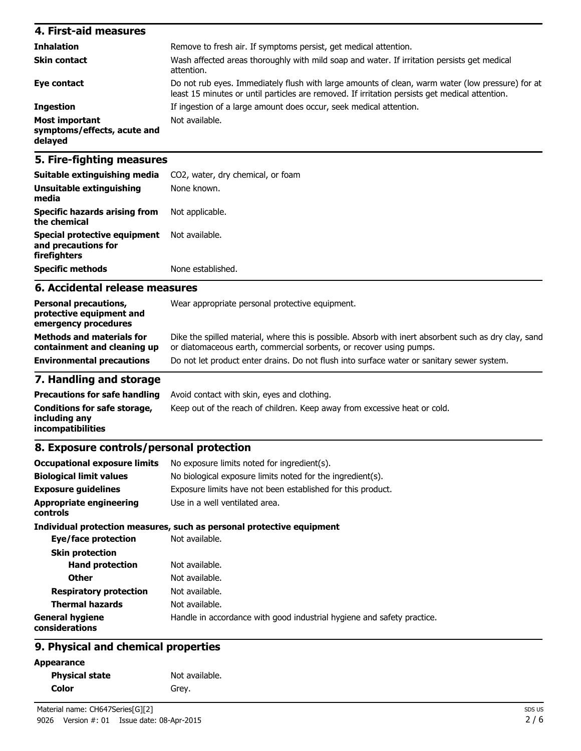## 4. First-aid measures

| | |
|---|---|
| **Inhalation** | Remove to fresh air. If symptoms persist, get medical attention. |
| **Skin contact** | Wash affected areas thoroughly with mild soap and water. If irritation persists get medical attention. |
| **Eye contact** | Do not rub eyes. Immediately flush with large amounts of clean, warm water (low pressure) for at least 15 minutes or until particles are removed. If irritation persists get medical attention. |
| **Ingestion** | If ingestion of a large amount does occur, seek medical attention. |
| **Most important symptoms/effects, acute and delayed** | Not available. |

## 5. Fire-fighting measures

| | |
|---|---|
| **Suitable extinguishing media** | $CO_2$, water, dry chemical, or foam |
| **Unsuitable extinguishing media** | None known. |
| **Specific hazards arising from the chemical** | Not applicable. |
| **Special protective equipment and precautions for firefighters** | Not available. |
| **Specific methods** | None established. |

## 6. Accidental release measures

| | |
|---|---|
| **Personal precautions, protective equipment and emergency procedures** | Wear appropriate personal protective equipment. |
| **Methods and materials for containment and cleaning up** | Dike the spilled material, where this is possible. Absorb with inert absorbent such as dry clay, sand or diatomaceous earth, commercial sorbents, or recover using pumps. |
| **Environmental precautions** | Do not let product enter drains. Do not flush into surface water or sanitary sewer system. |

## 7. Handling and storage

| | |
|---|---|
| **Precautions for safe handling** | Avoid contact with skin, eyes and clothing. |
| **Conditions for safe storage, including any incompatibilities** | Keep out of the reach of children. Keep away from excessive heat or cold. |

## 8. Exposure controls/personal protection

| | |
|---|---|
| **Occupational exposure limits** | No exposure limits noted for ingredient(s). |
| **Biological limit values** | No biological exposure limits noted for the ingredient(s). |
| **Exposure guidelines** | Exposure limits have not been established for this product. |
| **Appropriate engineering controls** | Use in a well ventilated area. |

**Individual protection measures, such as personal protective equipment**

| | |
|---|---|
| **Eye/face protection** | Not available. |
| **Skin protection** | |
| **Hand protection** | Not available. |
| **Other** | Not available. |
| **Respiratory protection** | Not available. |
| **Thermal hazards** | Not available. |
| **General hygiene considerations** | Handle in accordance with good industrial hygiene and safety practice. |

## 9. Physical and chemical properties

**Appearance**

| | |
|---|---|
| **Physical state** | Not available. |
| **Color** | Grey. |

Material name: CH647Series[G][2]

9026 Version #: 01 Issue date: 08-Apr-2015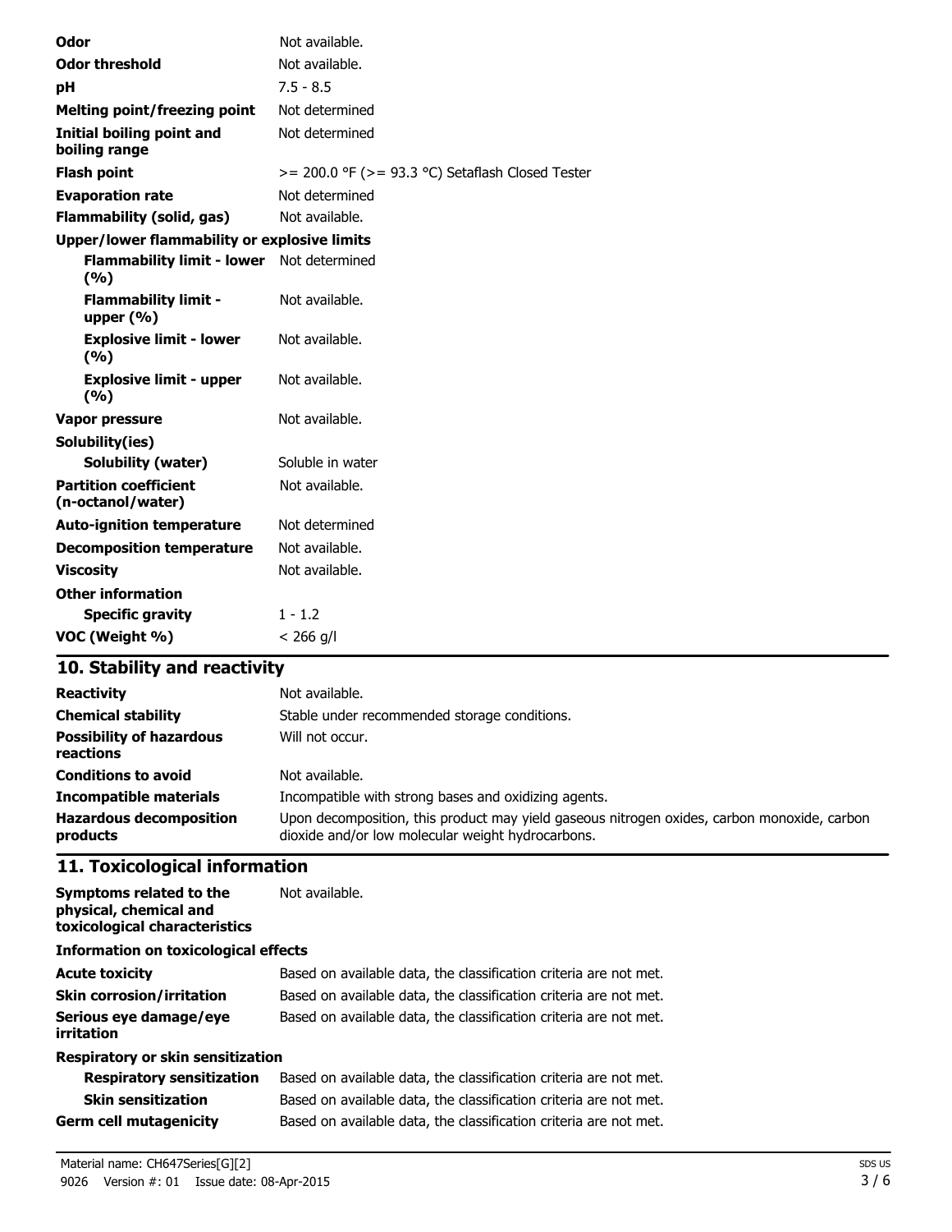| | |
|---|---|
| **Odor** | Not available. |
| **Odor threshold** | Not available. |
| **pH** | 7.5 - 8.5 |
| **Melting point/freezing point** | Not determined |
| **Initial boiling point and boiling range** | Not determined |
| **Flash point** | >= 200.0 °F (>= 93.3 °C) Setaflash Closed Tester |
| **Evaporation rate** | Not determined |
| **Flammability (solid, gas)** | Not available. |
| **Upper/lower flammability or explosive limits** | |
| **Flammability limit - lower (%)** | Not determined |
| **Flammability limit - upper (%)** | Not available. |
| **Explosive limit - lower (%)** | Not available. |
| **Explosive limit - upper (%)** | Not available. |
| **Vapor pressure** | Not available. |
| **Solubility(ies)** | |
| **Solubility (water)** | Soluble in water |
| **Partition coefficient (n-octanol/water)** | Not available. |
| **Auto-ignition temperature** | Not determined |
| **Decomposition temperature** | Not available. |
| **Viscosity** | Not available. |
| **Other information** | |
| **Specific gravity** | 1 - 1.2 |
| **VOC (Weight %)** | < 266 g/l |

## 10. Stability and reactivity

| | |
|---|---|
| **Reactivity** | Not available. |
| **Chemical stability** | Stable under recommended storage conditions. |
| **Possibility of hazardous reactions** | Will not occur. |
| **Conditions to avoid** | Not available. |
| **Incompatible materials** | Incompatible with strong bases and oxidizing agents. |
| **Hazardous decomposition products** | Upon decomposition, this product may yield gaseous nitrogen oxides, carbon monoxide, carbon dioxide and/or low molecular weight hydrocarbons. |

## 11. Toxicological information

| | |
|---|---|
| **Symptoms related to the physical, chemical and toxicological characteristics** | Not available. |
| **Information on toxicological effects** | |
| **Acute toxicity** | Based on available data, the classification criteria are not met. |
| **Skin corrosion/irritation** | Based on available data, the classification criteria are not met. |
| **Serious eye damage/eye irritation** | Based on available data, the classification criteria are not met. |
| **Respiratory or skin sensitization** | |
| **Respiratory sensitization** | Based on available data, the classification criteria are not met. |
| **Skin sensitization** | Based on available data, the classification criteria are not met. |
| **Germ cell mutagenicity** | Based on available data, the classification criteria are not met. |

Material name: CH647Series[G][2]
9026 Version #: 01 Issue date: 08-Apr-2015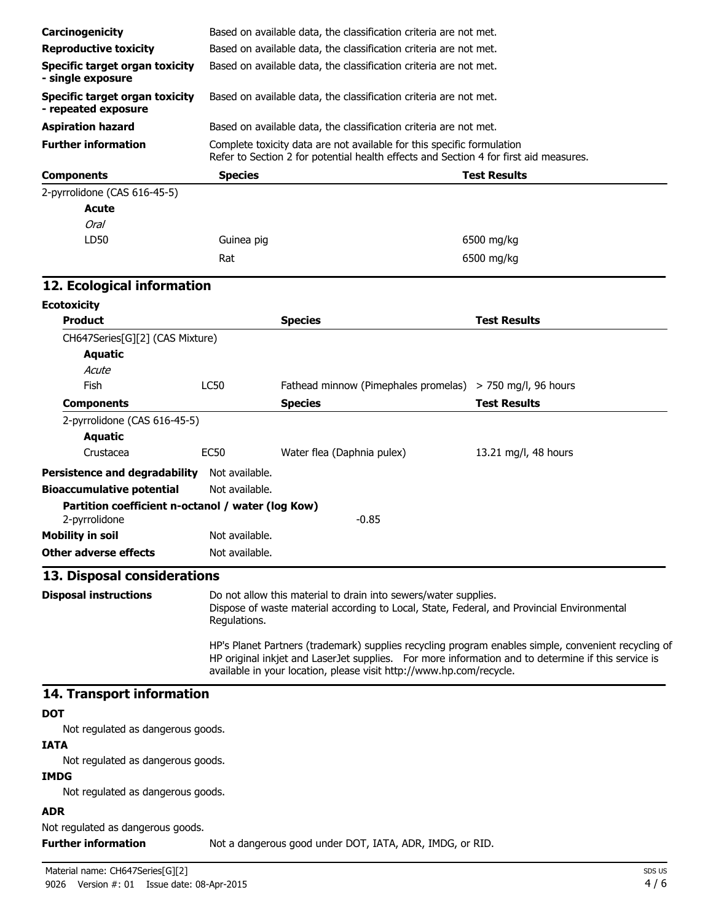| | |
|---|---|
| **Carcinogenicity** | Based on available data, the classification criteria are not met. |
| **Reproductive toxicity** | Based on available data, the classification criteria are not met. |
| **Specific target organ toxicity - single exposure** | Based on available data, the classification criteria are not met. |
| **Specific target organ toxicity - repeated exposure** | Based on available data, the classification criteria are not met. |
| **Aspiration hazard** | Based on available data, the classification criteria are not met. |
| **Further information** | Complete toxicity data are not available for this specific formulation<br>Refer to Section 2 for potential health effects and Section 4 for first aid measures. |

| Components | Species | Test Results |
|---|---|---|
| 2-pyrrolidone (CAS 616-45-5) | | |
| **Acute** | | |
| *Oral* | | |
| LD50 | Guinea pig | 6500 mg/kg |
| | Rat | 6500 mg/kg |

## 12. Ecological information

**Ecotoxicity**

| Product | | Species | Test Results |
|---|---|---|---|
| CH647Series[G][2] (CAS Mixture) | | | |
| **Aquatic** | | | |
| *Acute* | | | |
| Fish | LC50 | Fathead minnow (Pimephales promelas) | > 750 mg/l, 96 hours |
| **Components** | | **Species** | **Test Results** |
| 2-pyrrolidone (CAS 616-45-5) | | | |
| **Aquatic** | | | |
| Crustacea | EC50 | Water flea (Daphnia pulex) | 13.21 mg/l, 48 hours |

**Persistence and degradability** Not available.

**Bioaccumulative potential** Not available.

**Partition coefficient n-octanol / water (log Kow)**

2-pyrrolidone -0.85

**Mobility in soil** Not available.

**Other adverse effects** Not available.

## 13. Disposal considerations

**Disposal instructions**

Do not allow this material to drain into sewers/water supplies.
Dispose of waste material according to Local, State, Federal, and Provincial Environmental Regulations.

HP's Planet Partners (trademark) supplies recycling program enables simple, convenient recycling of HP original inkjet and LaserJet supplies. For more information and to determine if this service is available in your location, please visit http://www.hp.com/recycle.

## 14. Transport information

**DOT**

Not regulated as dangerous goods.

**IATA**

Not regulated as dangerous goods.

**IMDG**

Not regulated as dangerous goods.

**ADR**

Not regulated as dangerous goods.

**Further information** Not a dangerous good under DOT, IATA, ADR, IMDG, or RID.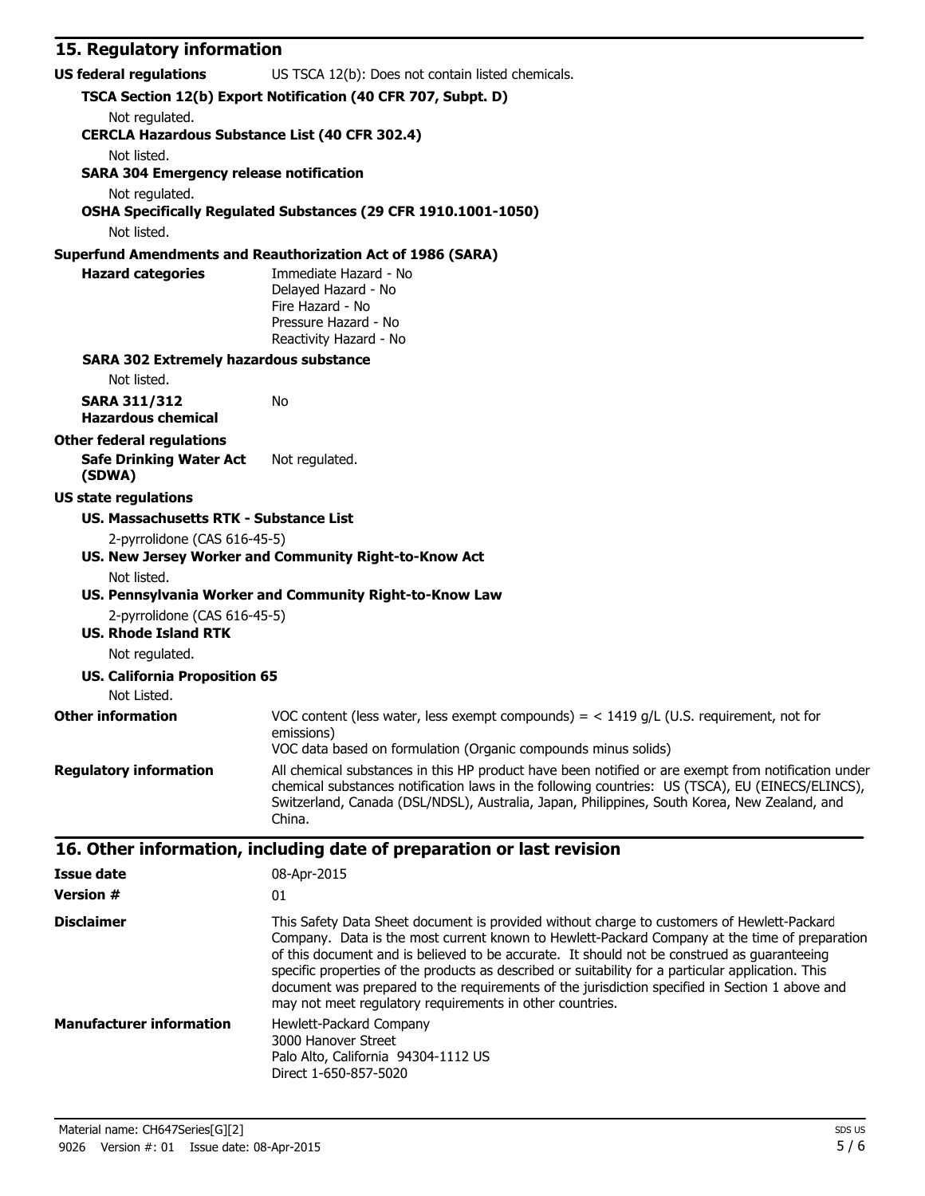## 15. Regulatory information

**US federal regulations** US TSCA 12(b): Does not contain listed chemicals.

**TSCA Section 12(b) Export Notification (40 CFR 707, Subpt. D)**

Not regulated.

**CERCLA Hazardous Substance List (40 CFR 302.4)**

Not listed.

**SARA 304 Emergency release notification**

Not regulated.

**OSHA Specifically Regulated Substances (29 CFR 1910.1001-1050)**

Not listed.

**Superfund Amendments and Reauthorization Act of 1986 (SARA)**

**Hazard categories**

Immediate Hazard - No
Delayed Hazard - No
Fire Hazard - No
Pressure Hazard - No
Reactivity Hazard - No

**SARA 302 Extremely hazardous substance**

Not listed.

**SARA 311/312 Hazardous chemical** No

**Other federal regulations**

**Safe Drinking Water Act (SDWA)** Not regulated.

**US state regulations**

**US. Massachusetts RTK - Substance List**

2-pyrrolidone (CAS 616-45-5)

**US. New Jersey Worker and Community Right-to-Know Act**

Not listed.

**US. Pennsylvania Worker and Community Right-to-Know Law**

2-pyrrolidone (CAS 616-45-5)

**US. Rhode Island RTK**

Not regulated.

**US. California Proposition 65**

Not Listed.

**Other information** VOC content (less water, less exempt compounds) = < 1419 g/L (U.S. requirement, not for emissions)
VOC data based on formulation (Organic compounds minus solids)

**Regulatory information** All chemical substances in this HP product have been notified or are exempt from notification under chemical substances notification laws in the following countries: US (TSCA), EU (EINECS/ELINCS), Switzerland, Canada (DSL/NDSL), Australia, Japan, Philippines, South Korea, New Zealand, and China.

## 16. Other information, including date of preparation or last revision

**Issue date** 08-Apr-2015

**Version #** 01

**Disclaimer** This Safety Data Sheet document is provided without charge to customers of Hewlett-Packard Company. Data is the most current known to Hewlett-Packard Company at the time of preparation of this document and is believed to be accurate. It should not be construed as guaranteeing specific properties of the products as described or suitability for a particular application. This document was prepared to the requirements of the jurisdiction specified in Section 1 above and may not meet regulatory requirements in other countries.

**Manufacturer information**

Hewlett-Packard Company
3000 Hanover Street
Palo Alto, California 94304-1112 US
Direct 1-650-857-5020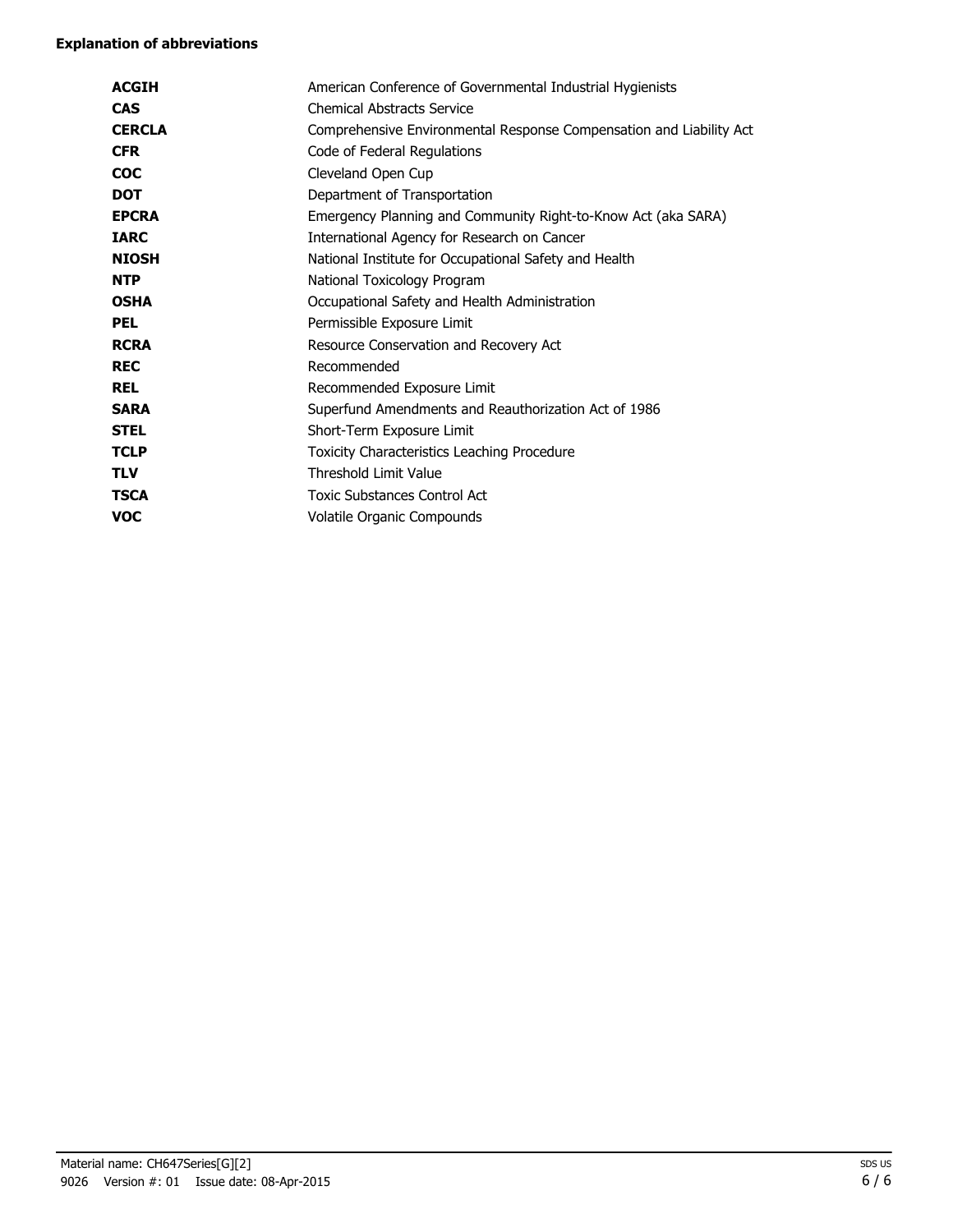**Explanation of abbreviations**

| | |
|---|---|
| **ACGIH** | American Conference of Governmental Industrial Hygienists |
| **CAS** | Chemical Abstracts Service |
| **CERCLA** | Comprehensive Environmental Response Compensation and Liability Act |
| **CFR** | Code of Federal Regulations |
| **COC** | Cleveland Open Cup |
| **DOT** | Department of Transportation |
| **EPCRA** | Emergency Planning and Community Right-to-Know Act (aka SARA) |
| **IARC** | International Agency for Research on Cancer |
| **NIOSH** | National Institute for Occupational Safety and Health |
| **NTP** | National Toxicology Program |
| **OSHA** | Occupational Safety and Health Administration |
| **PEL** | Permissible Exposure Limit |
| **RCRA** | Resource Conservation and Recovery Act |
| **REC** | Recommended |
| **REL** | Recommended Exposure Limit |
| **SARA** | Superfund Amendments and Reauthorization Act of 1986 |
| **STEL** | Short-Term Exposure Limit |
| **TCLP** | Toxicity Characteristics Leaching Procedure |
| **TLV** | Threshold Limit Value |
| **TSCA** | Toxic Substances Control Act |
| **VOC** | Volatile Organic Compounds |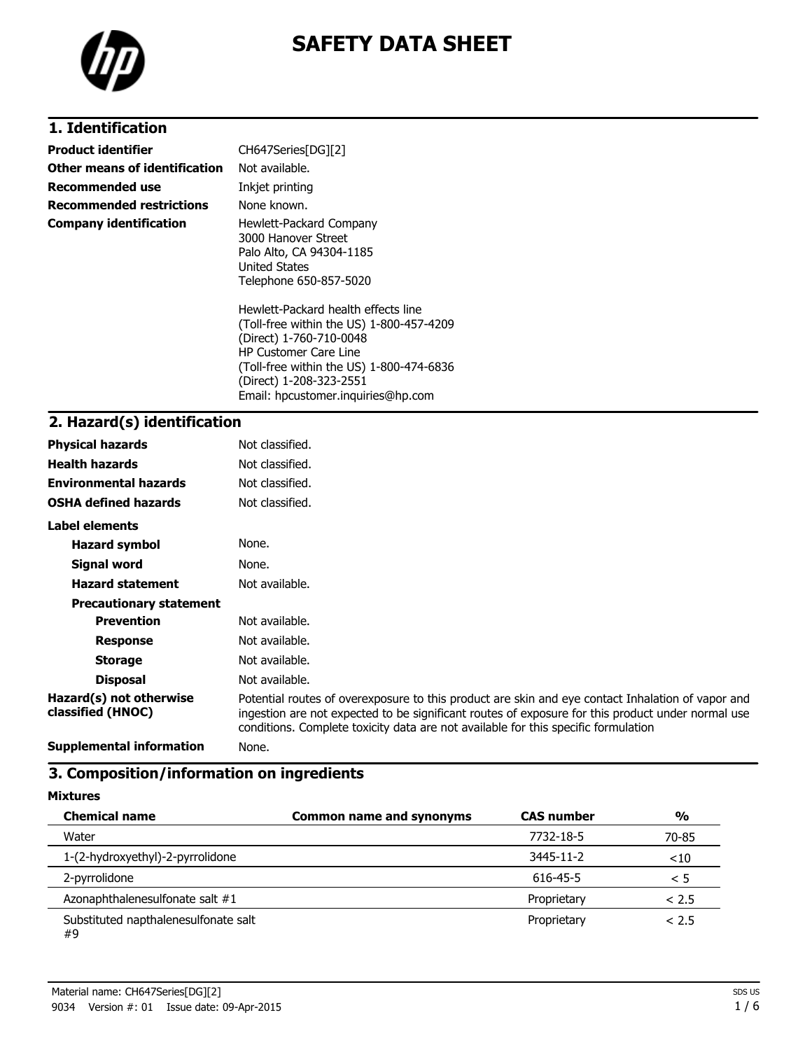# SAFETY DATA SHEET

## 1. Identification

| | |
|---|---|
| **Product identifier** | CH647Series[DG][2] |
| **Other means of identification** | Not available. |
| **Recommended use** | Inkjet printing |
| **Recommended restrictions** | None known. |
| **Company identification** | Hewlett-Packard Company<br>3000 Hanover Street<br>Palo Alto, CA 94304-1185<br>United States<br>Telephone 650-857-5020<br><br>Hewlett-Packard health effects line<br>(Toll-free within the US) 1-800-457-4209<br>(Direct) 1-760-710-0048<br>HP Customer Care Line<br>(Toll-free within the US) 1-800-474-6836<br>(Direct) 1-208-323-2551<br>Email: hpcustomer.inquiries@hp.com |

## 2. Hazard(s) identification

| | |
|---|---|
| **Physical hazards** | Not classified. |
| **Health hazards** | Not classified. |
| **Environmental hazards** | Not classified. |
| **OSHA defined hazards** | Not classified. |

**Label elements**

| | |
|---|---|
| **Hazard symbol** | None. |
| **Signal word** | None. |
| **Hazard statement** | Not available. |

**Precautionary statement**

| | |
|---|---|
| **Prevention** | Not available. |
| **Response** | Not available. |
| **Storage** | Not available. |
| **Disposal** | Not available. |
| **Hazard(s) not otherwise classified (HNOC)** | Potential routes of overexposure to this product are skin and eye contact Inhalation of vapor and ingestion are not expected to be significant routes of exposure for this product under normal use conditions. Complete toxicity data are not available for this specific formulation |
| **Supplemental information** | None. |

## 3. Composition/information on ingredients

**Mixtures**

| Chemical name | Common name and synonyms | CAS number | % |
|---|---|---|---|
| Water | | 7732-18-5 | 70-85 |
| 1-(2-hydroxyethyl)-2-pyrrolidone | | 3445-11-2 | <10 |
| 2-pyrrolidone | | 616-45-5 | < 5 |
| Azonaphthalenesulfonate salt #1 | | Proprietary | < 2.5 |
| Substituted napthalenesulfonate salt #9 | | Proprietary | < 2.5 |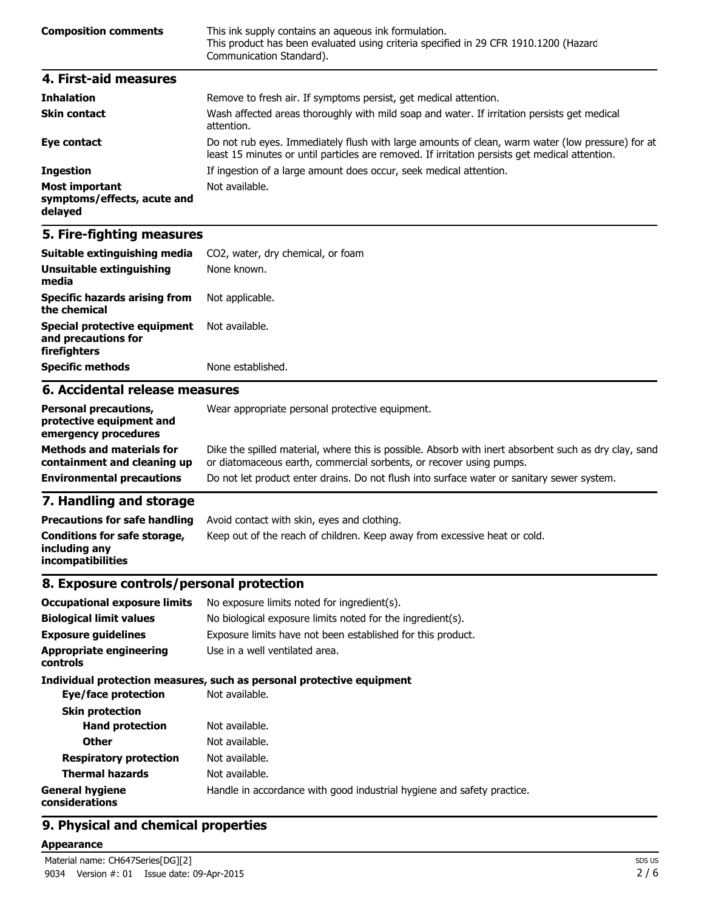| | |
|---|---|
| **Composition comments** | This ink supply contains an aqueous ink formulation.<br>This product has been evaluated using criteria specified in 29 CFR 1910.1200 (Hazard Communication Standard). |

## 4. First-aid measures

| | |
|---|---|
| **Inhalation** | Remove to fresh air. If symptoms persist, get medical attention. |
| **Skin contact** | Wash affected areas thoroughly with mild soap and water. If irritation persists get medical attention. |
| **Eye contact** | Do not rub eyes. Immediately flush with large amounts of clean, warm water (low pressure) for at least 15 minutes or until particles are removed. If irritation persists get medical attention. |
| **Ingestion** | If ingestion of a large amount does occur, seek medical attention. |
| **Most important symptoms/effects, acute and delayed** | Not available. |

## 5. Fire-fighting measures

| | |
|---|---|
| **Suitable extinguishing media** | $CO_2$, water, dry chemical, or foam |
| **Unsuitable extinguishing media** | None known. |
| **Specific hazards arising from the chemical** | Not applicable. |
| **Special protective equipment and precautions for firefighters** | Not available. |
| **Specific methods** | None established. |

## 6. Accidental release measures

| | |
|---|---|
| **Personal precautions, protective equipment and emergency procedures** | Wear appropriate personal protective equipment. |
| **Methods and materials for containment and cleaning up** | Dike the spilled material, where this is possible. Absorb with inert absorbent such as dry clay, sand or diatomaceous earth, commercial sorbents, or recover using pumps. |
| **Environmental precautions** | Do not let product enter drains. Do not flush into surface water or sanitary sewer system. |

## 7. Handling and storage

| | |
|---|---|
| **Precautions for safe handling** | Avoid contact with skin, eyes and clothing. |
| **Conditions for safe storage, including any incompatibilities** | Keep out of the reach of children. Keep away from excessive heat or cold. |

## 8. Exposure controls/personal protection

| | |
|---|---|
| **Occupational exposure limits** | No exposure limits noted for ingredient(s). |
| **Biological limit values** | No biological exposure limits noted for the ingredient(s). |
| **Exposure guidelines** | Exposure limits have not been established for this product. |
| **Appropriate engineering controls** | Use in a well ventilated area. |

**Individual protection measures, such as personal protective equipment**

| | |
|---|---|
| **Eye/face protection** | Not available. |
| **Skin protection** | |
| **Hand protection** | Not available. |
| **Other** | Not available. |
| **Respiratory protection** | Not available. |
| **Thermal hazards** | Not available. |
| **General hygiene considerations** | Handle in accordance with good industrial hygiene and safety practice. |

## 9. Physical and chemical properties

**Appearance**

Material name: CH647Series[DG][2]
9034 Version #: 01 Issue date: 09-Apr-2015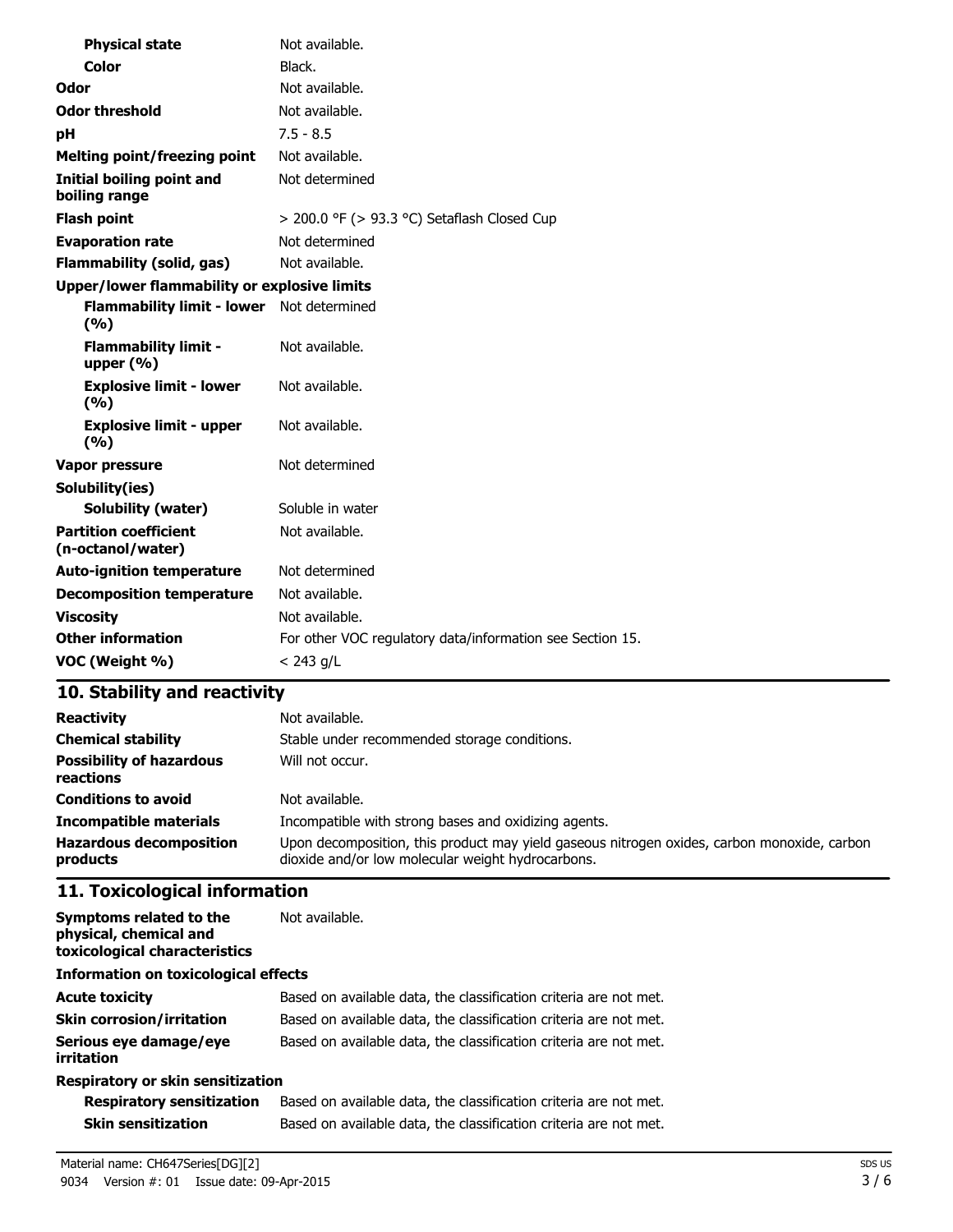| | |
|---|---|
| **Physical state** | Not available. |
| **Color** | Black. |
| **Odor** | Not available. |
| **Odor threshold** | Not available. |
| **pH** | 7.5 - 8.5 |
| **Melting point/freezing point** | Not available. |
| **Initial boiling point and boiling range** | Not determined |
| **Flash point** | > 200.0 °F (> 93.3 °C) Setaflash Closed Cup |
| **Evaporation rate** | Not determined |
| **Flammability (solid, gas)** | Not available. |
| **Upper/lower flammability or explosive limits** | |
| **Flammability limit - lower (%)** | Not determined |
| **Flammability limit - upper (%)** | Not available. |
| **Explosive limit - lower (%)** | Not available. |
| **Explosive limit - upper (%)** | Not available. |
| **Vapor pressure** | Not determined |
| **Solubility(ies)** | |
| **Solubility (water)** | Soluble in water |
| **Partition coefficient (n-octanol/water)** | Not available. |
| **Auto-ignition temperature** | Not determined |
| **Decomposition temperature** | Not available. |
| **Viscosity** | Not available. |
| **Other information** | For other VOC regulatory data/information see Section 15. |
| **VOC (Weight %)** | < 243 g/L |

## 10. Stability and reactivity

| | |
|---|---|
| **Reactivity** | Not available. |
| **Chemical stability** | Stable under recommended storage conditions. |
| **Possibility of hazardous reactions** | Will not occur. |
| **Conditions to avoid** | Not available. |
| **Incompatible materials** | Incompatible with strong bases and oxidizing agents. |
| **Hazardous decomposition products** | Upon decomposition, this product may yield gaseous nitrogen oxides, carbon monoxide, carbon dioxide and/or low molecular weight hydrocarbons. |

## 11. Toxicological information

| | |
|---|---|
| **Symptoms related to the physical, chemical and toxicological characteristics** | Not available. |
| **Information on toxicological effects** | |
| **Acute toxicity** | Based on available data, the classification criteria are not met. |
| **Skin corrosion/irritation** | Based on available data, the classification criteria are not met. |
| **Serious eye damage/eye irritation** | Based on available data, the classification criteria are not met. |
| **Respiratory or skin sensitization** | |
| **Respiratory sensitization** | Based on available data, the classification criteria are not met. |
| **Skin sensitization** | Based on available data, the classification criteria are not met. |

Material name: CH647Series[DG][2]
9034 Version #: 01 Issue date: 09-Apr-2015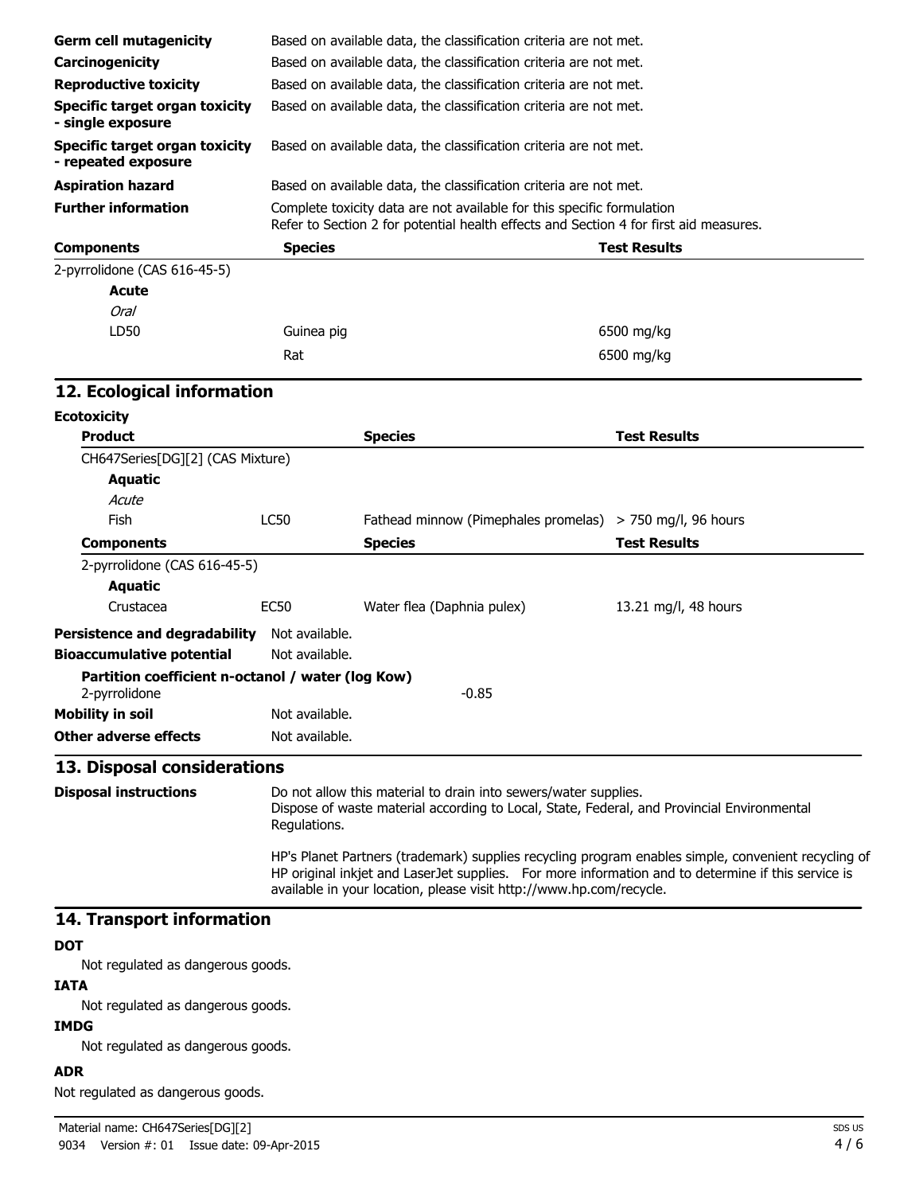| | |
|---|---|
| **Germ cell mutagenicity** | Based on available data, the classification criteria are not met. |
| **Carcinogenicity** | Based on available data, the classification criteria are not met. |
| **Reproductive toxicity** | Based on available data, the classification criteria are not met. |
| **Specific target organ toxicity - single exposure** | Based on available data, the classification criteria are not met. |
| **Specific target organ toxicity - repeated exposure** | Based on available data, the classification criteria are not met. |
| **Aspiration hazard** | Based on available data, the classification criteria are not met. |
| **Further information** | Complete toxicity data are not available for this specific formulation<br>Refer to Section 2 for potential health effects and Section 4 for first aid measures. |

| Components | Species | Test Results |
|---|---|---|
| 2-pyrrolidone (CAS 616-45-5) | | |
| **Acute** | | |
| *Oral* | | |
| LD50 | Guinea pig | 6500 mg/kg |
| | Rat | 6500 mg/kg |

## 12. Ecological information

**Ecotoxicity**

| Product | | Species | Test Results |
|---|---|---|---|
| CH647Series[DG][2] (CAS Mixture) | | | |
| **Aquatic** | | | |
| *Acute* | | | |
| Fish | LC50 | Fathead minnow (Pimephales promelas) | > 750 mg/l, 96 hours |
| **Components** | | **Species** | **Test Results** |
| 2-pyrrolidone (CAS 616-45-5) | | | |
| **Aquatic** | | | |
| Crustacea | EC50 | Water flea (Daphnia pulex) | 13.21 mg/l, 48 hours |

**Persistence and degradability** Not available.

**Bioaccumulative potential** Not available.

**Partition coefficient n-octanol / water (log Kow)**

2-pyrrolidone -0.85

**Mobility in soil** Not available.

**Other adverse effects** Not available.

## 13. Disposal considerations

**Disposal instructions**

Do not allow this material to drain into sewers/water supplies.
Dispose of waste material according to Local, State, Federal, and Provincial Environmental Regulations.

HP's Planet Partners (trademark) supplies recycling program enables simple, convenient recycling of HP original inkjet and LaserJet supplies. For more information and to determine if this service is available in your location, please visit http://www.hp.com/recycle.

## 14. Transport information

**DOT**

Not regulated as dangerous goods.

**IATA**

Not regulated as dangerous goods.

**IMDG**

Not regulated as dangerous goods.

**ADR**

Not regulated as dangerous goods.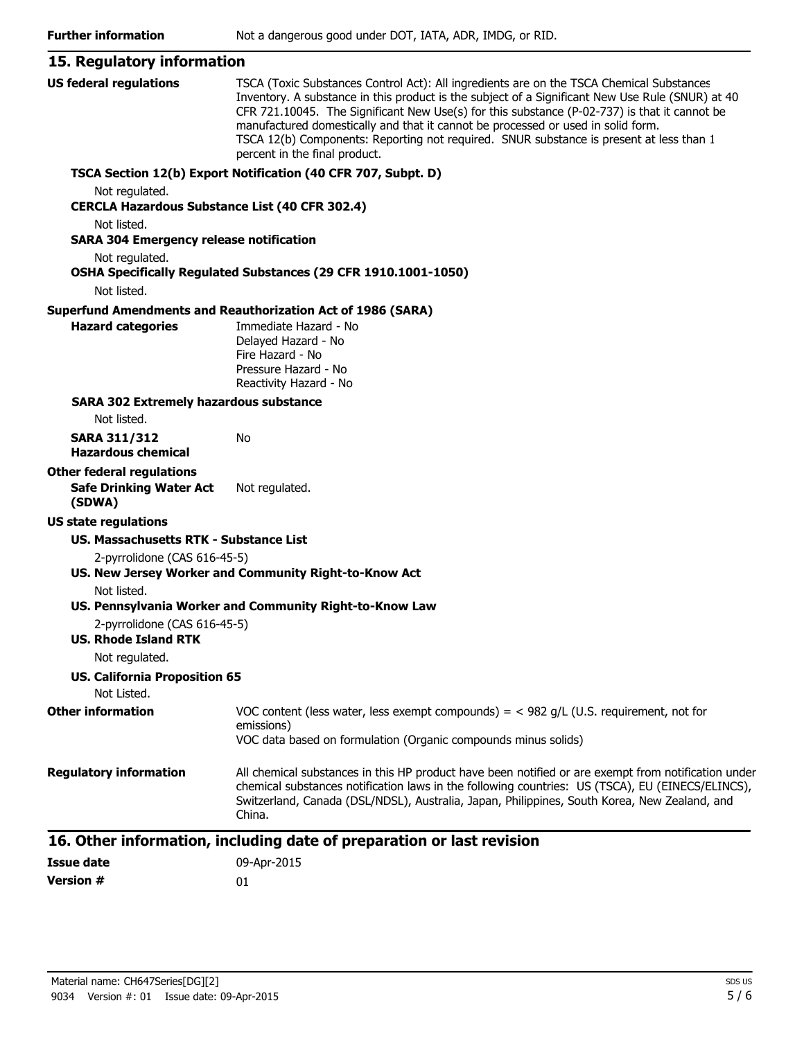**Further information** Not a dangerous good under DOT, IATA, ADR, IMDG, or RID.

## 15. Regulatory information

**US federal regulations**

TSCA (Toxic Substances Control Act): All ingredients are on the TSCA Chemical Substances Inventory. A substance in this product is the subject of a Significant New Use Rule (SNUR) at 40 CFR 721.10045. The Significant New Use(s) for this substance (P-02-737) is that it cannot be manufactured domestically and that it cannot be processed or used in solid form.
TSCA 12(b) Components: Reporting not required. SNUR substance is present at less than 1 percent in the final product.

**TSCA Section 12(b) Export Notification (40 CFR 707, Subpt. D)**

Not regulated.

**CERCLA Hazardous Substance List (40 CFR 302.4)**

Not listed.

**SARA 304 Emergency release notification**

Not regulated.

**OSHA Specifically Regulated Substances (29 CFR 1910.1001-1050)**

Not listed.

**Superfund Amendments and Reauthorization Act of 1986 (SARA)**

**Hazard categories**

Immediate Hazard - No
Delayed Hazard - No
Fire Hazard - No
Pressure Hazard - No
Reactivity Hazard - No

**SARA 302 Extremely hazardous substance**

Not listed.

**SARA 311/312 Hazardous chemical** No

**Other federal regulations**

**Safe Drinking Water Act (SDWA)** Not regulated.

**US state regulations**

**US. Massachusetts RTK - Substance List**

2-pyrrolidone (CAS 616-45-5)

**US. New Jersey Worker and Community Right-to-Know Act**

Not listed.

**US. Pennsylvania Worker and Community Right-to-Know Law**

2-pyrrolidone (CAS 616-45-5)

**US. Rhode Island RTK**

Not regulated.

**US. California Proposition 65**

Not Listed.

**Other information**

VOC content (less water, less exempt compounds) = < 982 g/L (U.S. requirement, not for emissions)
VOC data based on formulation (Organic compounds minus solids)

**Regulatory information**

All chemical substances in this HP product have been notified or are exempt from notification under chemical substances notification laws in the following countries: US (TSCA), EU (EINECS/ELINCS), Switzerland, Canada (DSL/NDSL), Australia, Japan, Philippines, South Korea, New Zealand, and China.

## 16. Other information, including date of preparation or last revision

**Issue date** 09-Apr-2015

**Version #** 01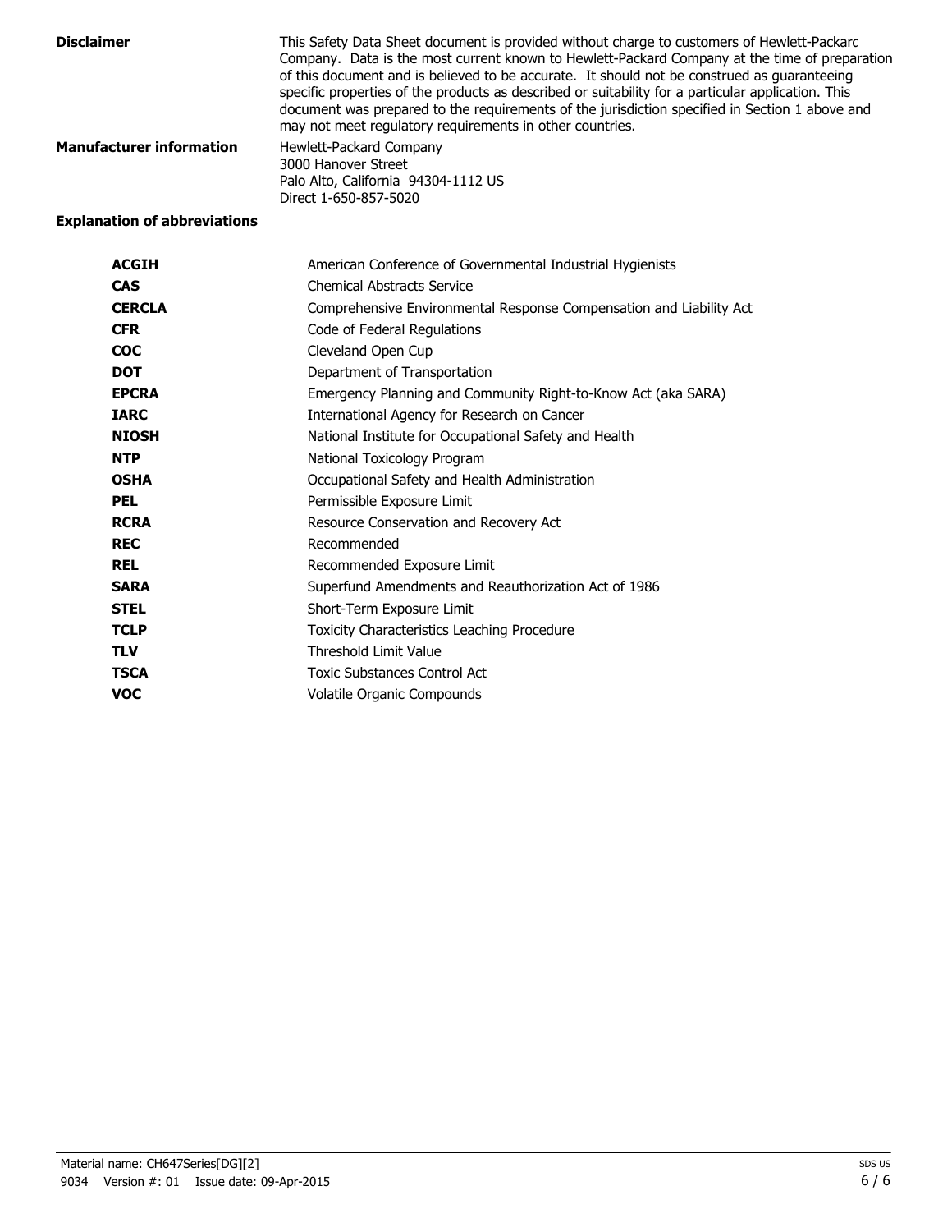**Disclaimer**

This Safety Data Sheet document is provided without charge to customers of Hewlett-Packard Company. Data is the most current known to Hewlett-Packard Company at the time of preparation of this document and is believed to be accurate. It should not be construed as guaranteeing specific properties of the products as described or suitability for a particular application. This document was prepared to the requirements of the jurisdiction specified in Section 1 above and may not meet regulatory requirements in other countries.

**Manufacturer information**

Hewlett-Packard Company
3000 Hanover Street
Palo Alto, California 94304-1112 US
Direct 1-650-857-5020

**Explanation of abbreviations**

| | |
|---|---|
| **ACGIH** | American Conference of Governmental Industrial Hygienists |
| **CAS** | Chemical Abstracts Service |
| **CERCLA** | Comprehensive Environmental Response Compensation and Liability Act |
| **CFR** | Code of Federal Regulations |
| **COC** | Cleveland Open Cup |
| **DOT** | Department of Transportation |
| **EPCRA** | Emergency Planning and Community Right-to-Know Act (aka SARA) |
| **IARC** | International Agency for Research on Cancer |
| **NIOSH** | National Institute for Occupational Safety and Health |
| **NTP** | National Toxicology Program |
| **OSHA** | Occupational Safety and Health Administration |
| **PEL** | Permissible Exposure Limit |
| **RCRA** | Resource Conservation and Recovery Act |
| **REC** | Recommended |
| **REL** | Recommended Exposure Limit |
| **SARA** | Superfund Amendments and Reauthorization Act of 1986 |
| **STEL** | Short-Term Exposure Limit |
| **TCLP** | Toxicity Characteristics Leaching Procedure |
| **TLV** | Threshold Limit Value |
| **TSCA** | Toxic Substances Control Act |
| **VOC** | Volatile Organic Compounds |